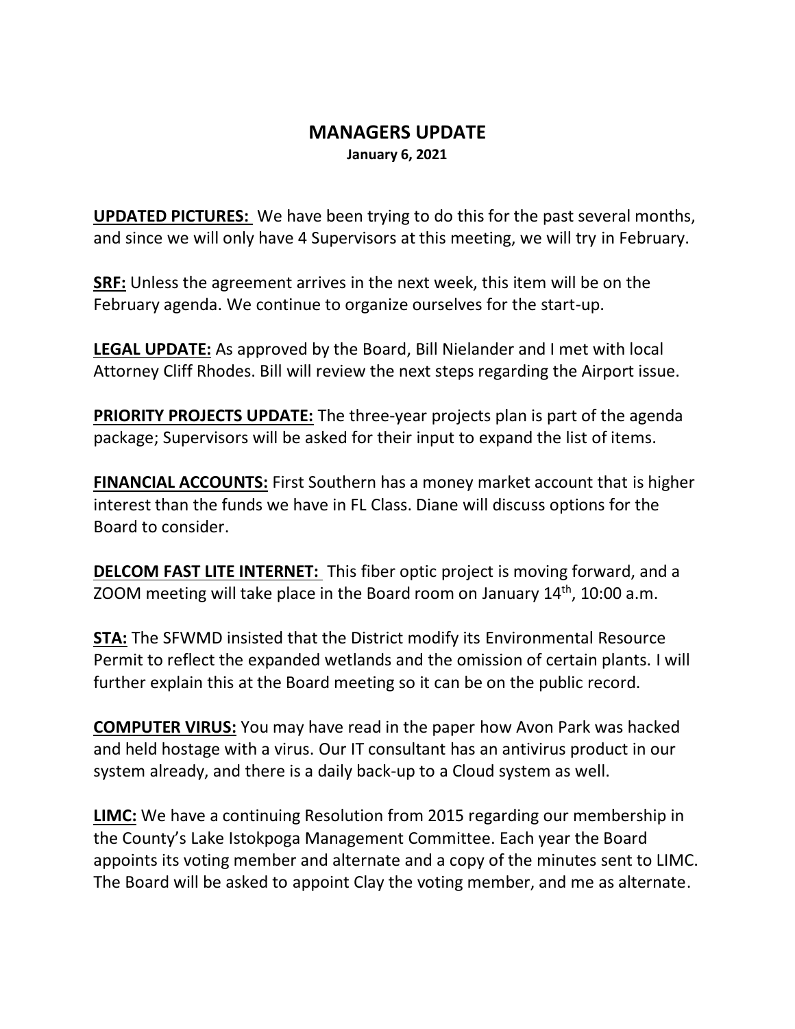# MANAGERS UPDATE

**January 6, 2021**

**UPDATED PICTURES:** We have been trying to do this for the past several months, and since we will only have 4 Supervisors at this meeting, we will try in February.

**SRF:** Unless the agreement arrives in the next week, this item will be on the February agenda. We continue to organize ourselves for the start-up.

**LEGAL UPDATE:** As approved by the Board, Bill Nielander and I met with local Attorney Cliff Rhodes. Bill will review the next steps regarding the Airport issue.

**PRIORITY PROJECTS UPDATE:** The three-year projects plan is part of the agenda package; Supervisors will be asked for their input to expand the list of items.

**FINANCIAL ACCOUNTS:** First Southern has a money market account that is higher interest than the funds we have in FL Class. Diane will discuss options for the Board to consider.

**DELCOM FAST LITE INTERNET:** This fiber optic project is moving forward, and a ZOOM meeting will take place in the Board room on January 14th, 10:00 a.m.

**STA:** The SFWMD insisted that the District modify its Environmental Resource Permit to reflect the expanded wetlands and the omission of certain plants. I will further explain this at the Board meeting so it can be on the public record.

**COMPUTER VIRUS:** You may have read in the paper how Avon Park was hacked and held hostage with a virus. Our IT consultant has an antivirus product in our system already, and there is a daily back-up to a Cloud system as well.

**LIMC:** We have a continuing Resolution from 2015 regarding our membership in the County's Lake Istokpoga Management Committee. Each year the Board appoints its voting member and alternate and a copy of the minutes sent to LIMC. The Board will be asked to appoint Clay the voting member, and me as alternate.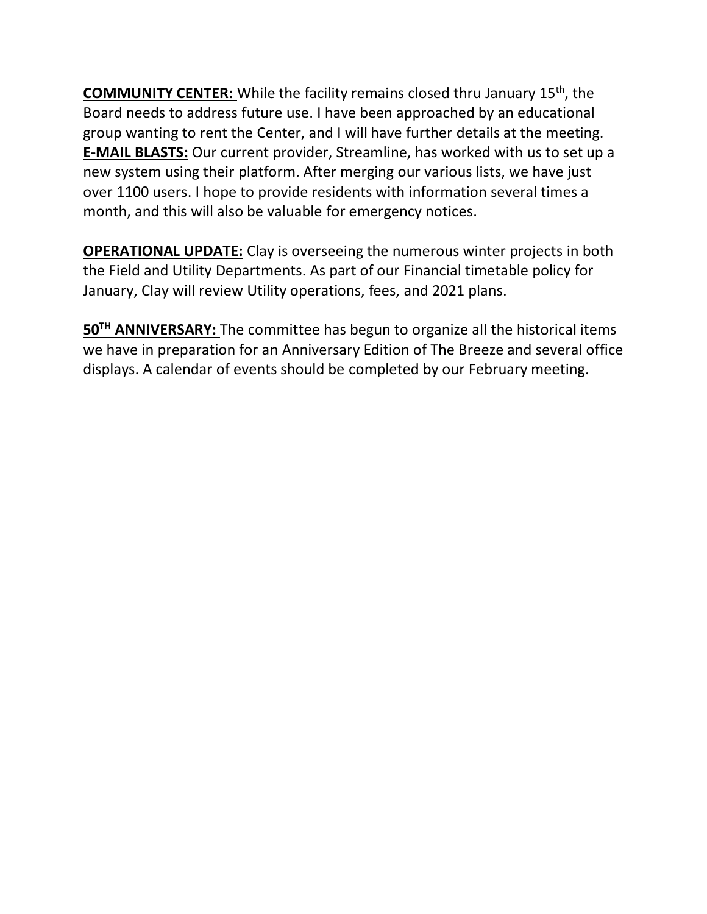**COMMUNITY CENTER:** While the facility remains closed thru January 15th, the Board needs to address future use. I have been approached by an educational group wanting to rent the Center, and I will have further details at the meeting.
**E-MAIL BLASTS:** Our current provider, Streamline, has worked with us to set up a new system using their platform. After merging our various lists, we have just over 1100 users. I hope to provide residents with information several times a month, and this will also be valuable for emergency notices.

**OPERATIONAL UPDATE:** Clay is overseeing the numerous winter projects in both the Field and Utility Departments. As part of our Financial timetable policy for January, Clay will review Utility operations, fees, and 2021 plans.

**50TH ANNIVERSARY:** The committee has begun to organize all the historical items we have in preparation for an Anniversary Edition of The Breeze and several office displays. A calendar of events should be completed by our February meeting.